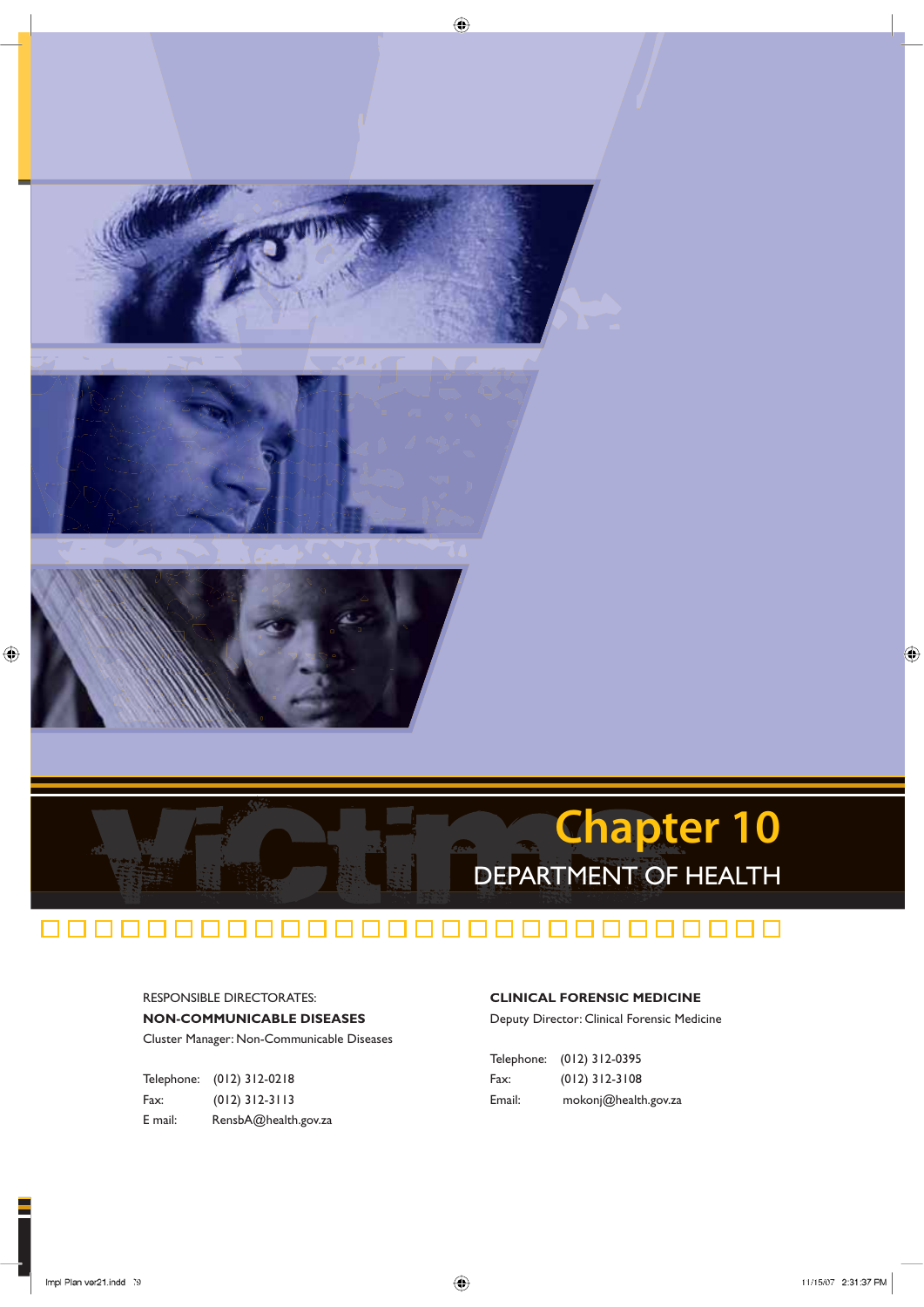# Chapter 10

## DEPARTMENT OF HEALTH

RESPONSIBLE DIRECTORATES:

**NON-COMMUNICABLE DISEASES**

Cluster Manager: Non-Communicable Diseases

Telephone: (012) 312-0218

Fax: (012) 312-3113

E mail: RensbA@health.gov.za

**CLINICAL FORENSIC MEDICINE**

Deputy Director: Clinical Forensic Medicine

Telephone: (012) 312-0395

Fax: (012) 312-3108

Email: mokonj@health.gov.za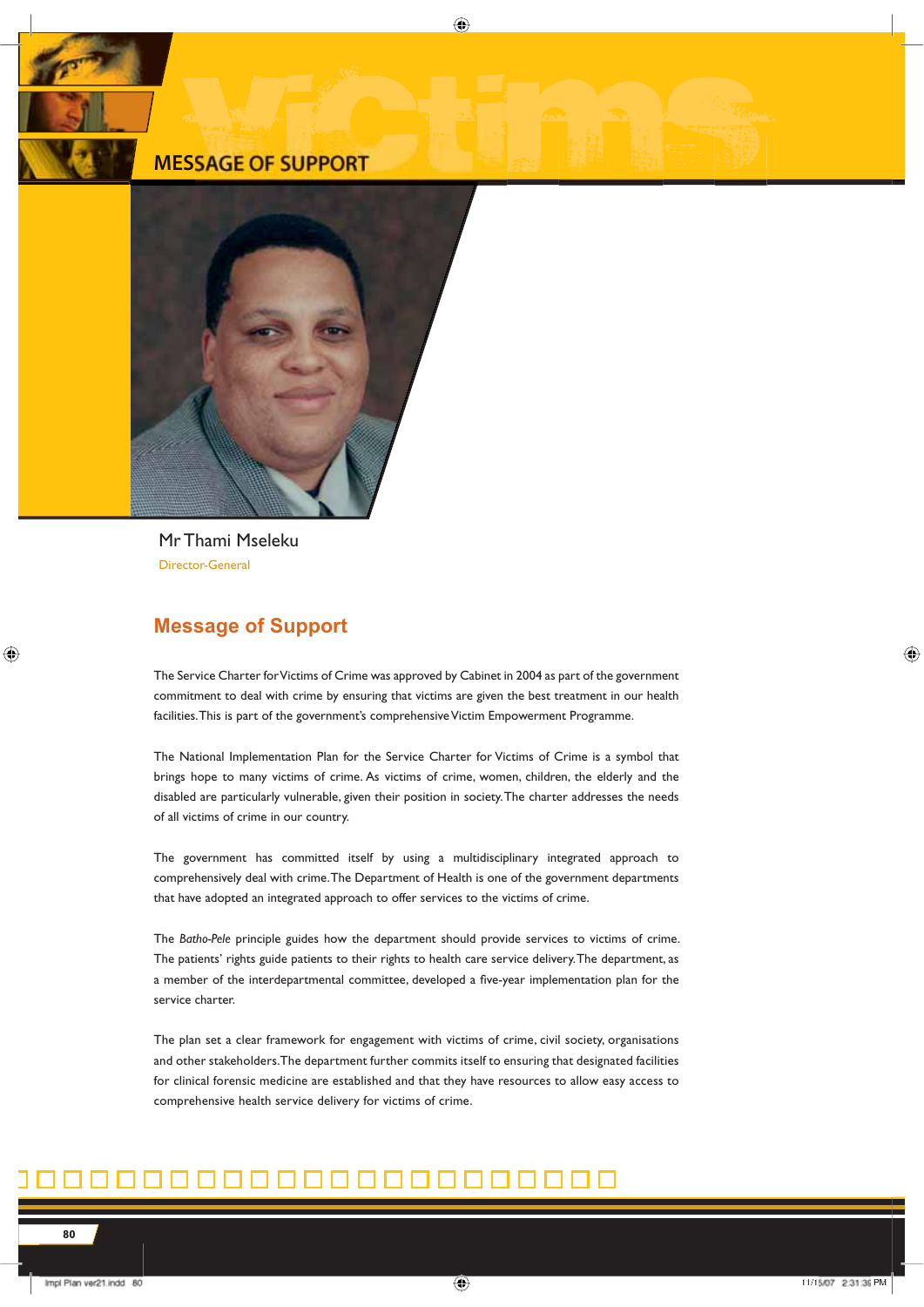# MESSAGE OF SUPPORT

Mr Thami Mseleku

Director-General

## Message of Support

The Service Charter for Victims of Crime was approved by Cabinet in 2004 as part of the government commitment to deal with crime by ensuring that victims are given the best treatment in our health facilities. This is part of the government's comprehensive Victim Empowerment Programme.

The National Implementation Plan for the Service Charter for Victims of Crime is a symbol that brings hope to many victims of crime. As victims of crime, women, children, the elderly and the disabled are particularly vulnerable, given their position in society. The charter addresses the needs of all victims of crime in our country.

The government has committed itself by using a multidisciplinary integrated approach to comprehensively deal with crime. The Department of Health is one of the government departments that have adopted an integrated approach to offer services to the victims of crime.

The *Batho-Pele* principle guides how the department should provide services to victims of crime. The patients' rights guide patients to their rights to health care service delivery. The department, as a member of the interdepartmental committee, developed a five-year implementation plan for the service charter.

The plan set a clear framework for engagement with victims of crime, civil society, organisations and other stakeholders. The department further commits itself to ensuring that designated facilities for clinical forensic medicine are established and that they have resources to allow easy access to comprehensive health service delivery for victims of crime.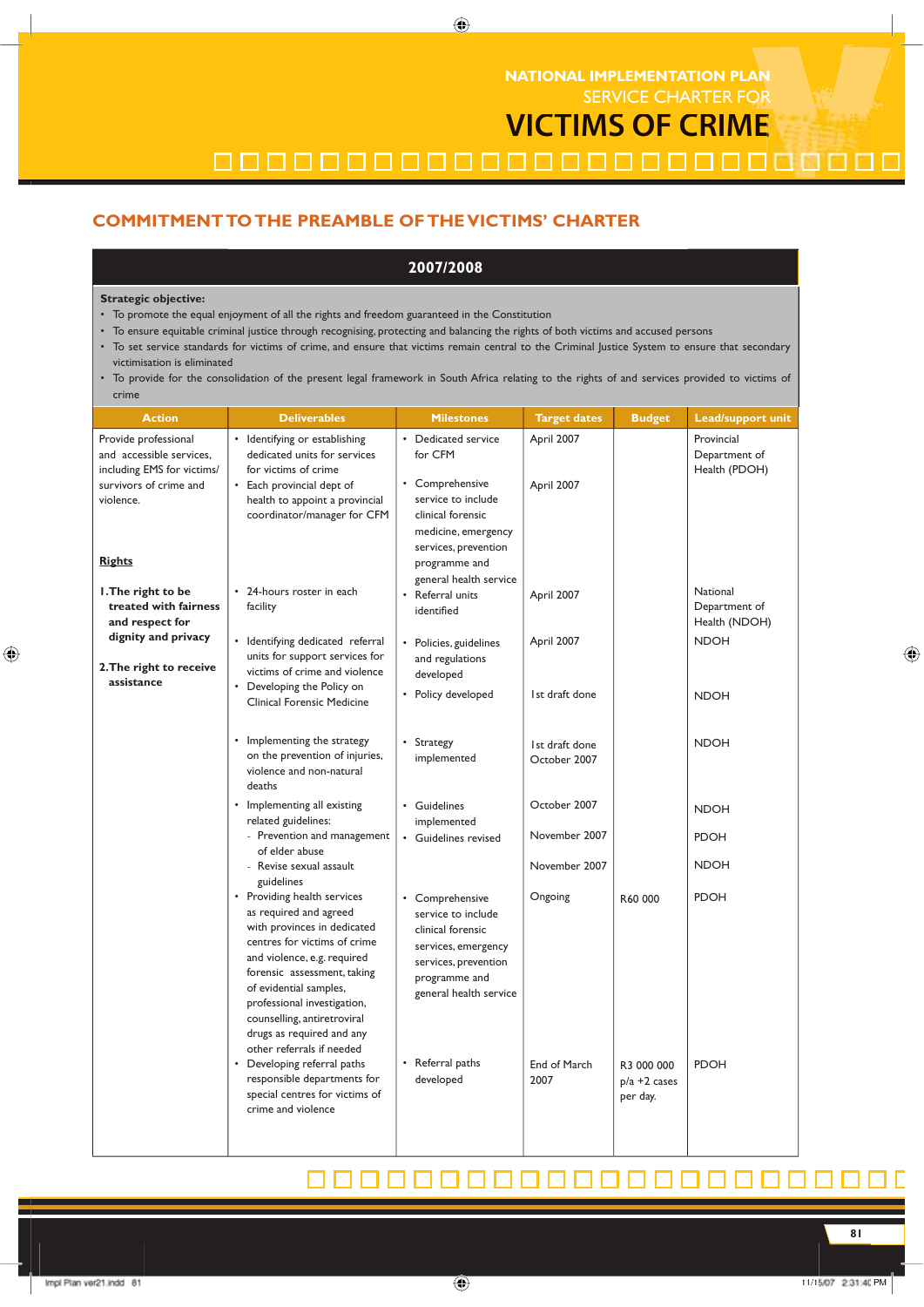## COMMITMENT TO THE PREAMBLE OF THE VICTIMS' CHARTER

**2007/2008**

**Strategic objective:**

- To promote the equal enjoyment of all the rights and freedom guaranteed in the Constitution
- To ensure equitable criminal justice through recognising, protecting and balancing the rights of both victims and accused persons
- To set service standards for victims of crime, and ensure that victims remain central to the Criminal Justice System to ensure that secondary victimisation is eliminated
- To provide for the consolidation of the present legal framework in South Africa relating to the rights of and services provided to victims of crime

| Action | Deliverables | Milestones | Target dates | Budget | Lead/support unit |
|---|---|---|---|---|---|
| Provide professional and accessible services, including EMS for victims/ survivors of crime and violence. | • Identifying or establishing dedicated units for services for victims of crime | • Dedicated service for CFM | April 2007 | | Provincial Department of Health (PDOH) |
| | • Each provincial dept of health to appoint a provincial coordinator/manager for CFM | • Comprehensive service to include clinical forensic medicine, emergency services, prevention programme and general health service | April 2007 | | |
| **Rights** | | | | | |
| **1.The right to be treated with fairness and respect for dignity and privacy** | • 24-hours roster in each facility | • Referral units identified | April 2007 | | National Department of Health (NDOH) |
| **2.The right to receive assistance** | • Identifying dedicated referral units for support services for victims of crime and violence | • Policies, guidelines and regulations developed | April 2007 | | NDOH |
| | • Developing the Policy on Clinical Forensic Medicine | • Policy developed | 1st draft done | | NDOH |
| | • Implementing the strategy on the prevention of injuries, violence and non-natural deaths | • Strategy implemented | 1st draft done October 2007 | | NDOH |
| | • Implementing all existing related guidelines: | • Guidelines implemented | October 2007 | | NDOH |
| | - Prevention and management of elder abuse | • Guidelines revised | November 2007 | | PDOH |
| | - Revise sexual assault guidelines | | November 2007 | | NDOH |
| | • Providing health services as required and agreed with provinces in dedicated centres for victims of crime and violence, e.g. required forensic assessment, taking of evidential samples, professional investigation, counselling, antiretroviral drugs as required and any other referrals if needed | • Comprehensive service to include clinical forensic services, emergency services, prevention programme and general health service | Ongoing | R60 000 | PDOH |
| | • Developing referral paths responsible departments for special centres for victims of crime and violence | • Referral paths developed | End of March 2007 | R3 000 000 p/a +2 cases per day. | PDOH |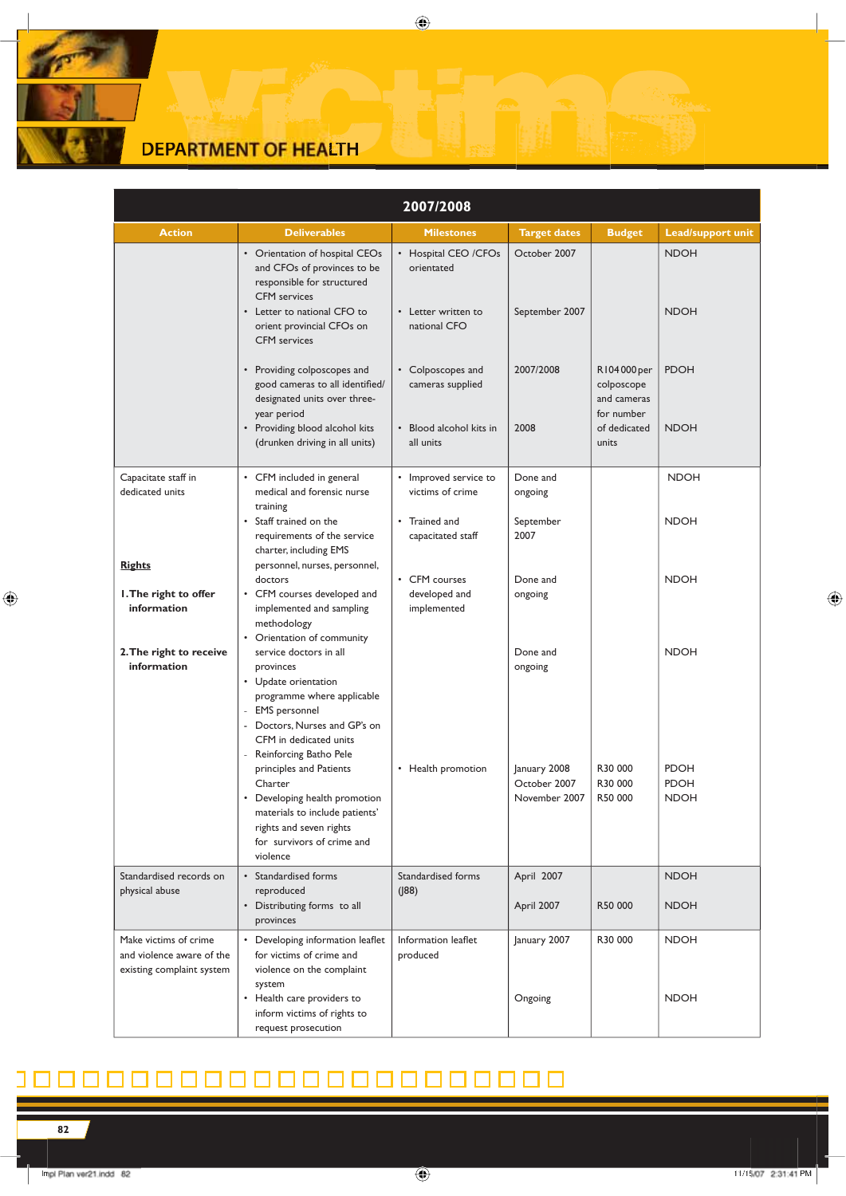## DEPARTMENT OF HEALTH

| 2007/2008 | | | | | |
|---|---|---|---|---|---|
| **Action** | **Deliverables** | **Milestones** | **Target dates** | **Budget** | **Lead/support unit** |
| | • Orientation of hospital CEOs and CFOs of provinces to be responsible for structured CFM services<br>• Letter to national CFO to orient provincial CFOs on CFM services<br>• Providing colposcopes and good cameras to all identified/designated units over three-year period<br>• Providing blood alcohol kits (drunken driving in all units) | • Hospital CEO /CFOs orientated<br>• Letter written to national CFO<br>• Colposcopes and cameras supplied<br>• Blood alcohol kits in all units | October 2007<br>September 2007<br>2007/2008<br>2008 | R104 000 per colposcope and cameras for number of dedicated units | NDOH<br>NDOH<br>PDOH<br>NDOH |
| Capacitate staff in dedicated units<br><br>**Rights**<br><br>**1. The right to offer information**<br><br>**2. The right to receive information** | • CFM included in general medical and forensic nurse training<br>• Staff trained on the requirements of the service charter, including EMS personnel, nurses, personnel, doctors<br>• CFM courses developed and implemented and sampling methodology<br>• Orientation of community service doctors in all provinces<br>• Update orientation programme where applicable<br>- EMS personnel<br>- Doctors, Nurses and GP's on CFM in dedicated units<br>- Reinforcing Batho Pele principles and Patients Charter<br>• Developing health promotion materials to include patients' rights and seven rights for survivors of crime and violence | • Improved service to victims of crime<br>• Trained and capacitated staff<br>• CFM courses developed and implemented<br>• Health promotion | Done and ongoing<br>September 2007<br>Done and ongoing<br>Done and ongoing<br>January 2008<br>October 2007<br>November 2007 | R30 000<br>R30 000<br>R50 000 | NDOH<br>NDOH<br>NDOH<br>NDOH<br>PDOH<br>PDOH<br>NDOH |
| Standardised records on physical abuse | • Standardised forms reproduced<br>• Distributing forms to all provinces | Standardised forms (J88) | April 2007<br>April 2007 | R50 000 | NDOH<br>NDOH |
| Make victims of crime and violence aware of the existing complaint system | • Developing information leaflet for victims of crime and violence on the complaint system<br>• Health care providers to inform victims of rights to request prosecution | Information leaflet produced | January 2007<br>Ongoing | R30 000 | NDOH<br>NDOH |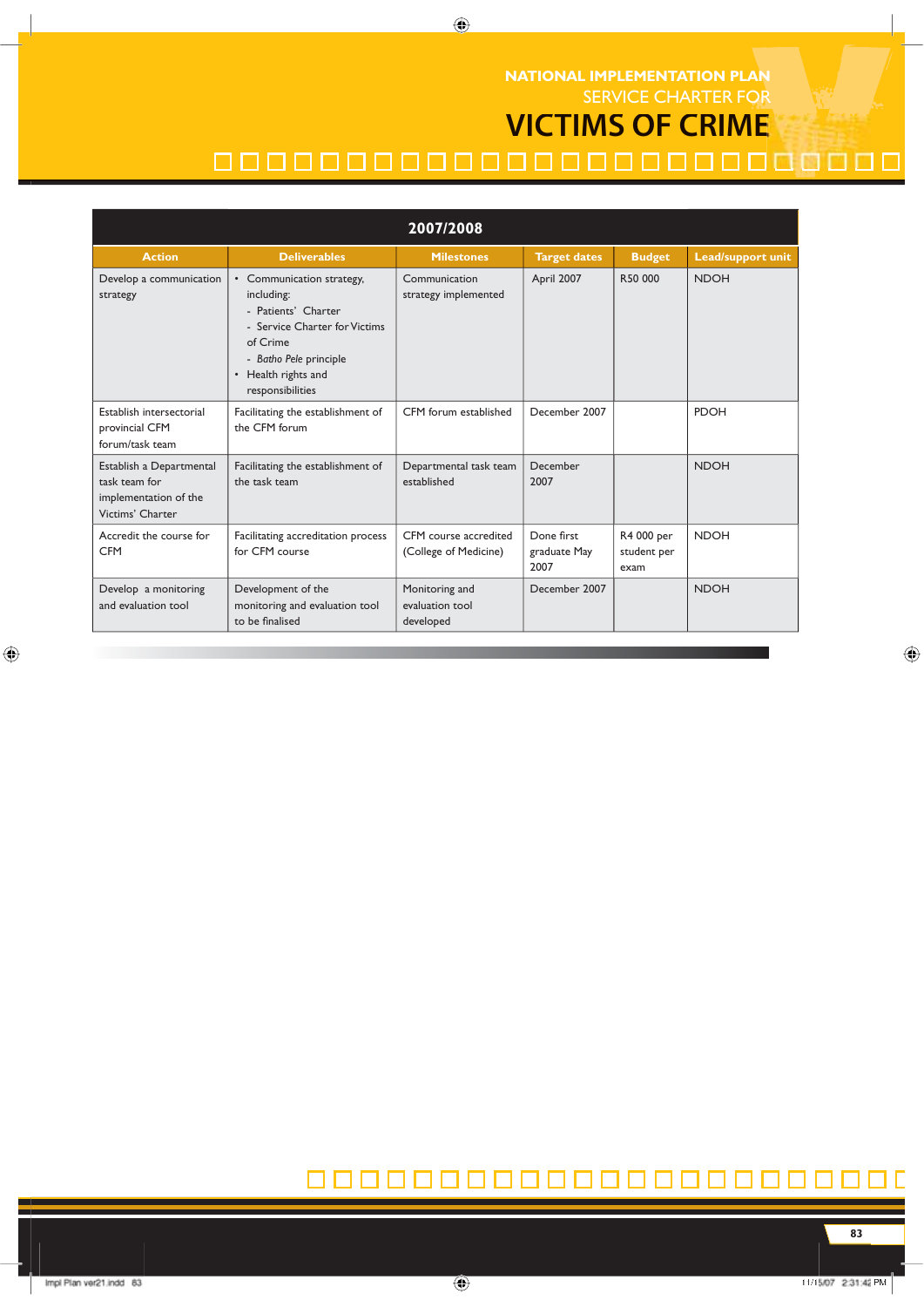| 2007/2008 | | | | | |
|---|---|---|---|---|---|
| **Action** | **Deliverables** | **Milestones** | **Target dates** | **Budget** | **Lead/support unit** |
| Develop a communication strategy | • Communication strategy, including:<br>- Patients' Charter<br>- Service Charter for Victims of Crime<br>- *Batho Pele* principle<br>• Health rights and responsibilities | Communication strategy implemented | April 2007 | R50 000 | NDOH |
| Establish intersectorial provincial CFM forum/task team | Facilitating the establishment of the CFM forum | CFM forum established | December 2007 | | PDOH |
| Establish a Departmental task team for implementation of the Victims' Charter | Facilitating the establishment of the task team | Departmental task team established | December 2007 | | NDOH |
| Accredit the course for CFM | Facilitating accreditation process for CFM course | CFM course accredited (College of Medicine) | Done first graduate May 2007 | R4 000 per student per exam | NDOH |
| Develop a monitoring and evaluation tool | Development of the monitoring and evaluation tool to be finalised | Monitoring and evaluation tool developed | December 2007 | | NDOH |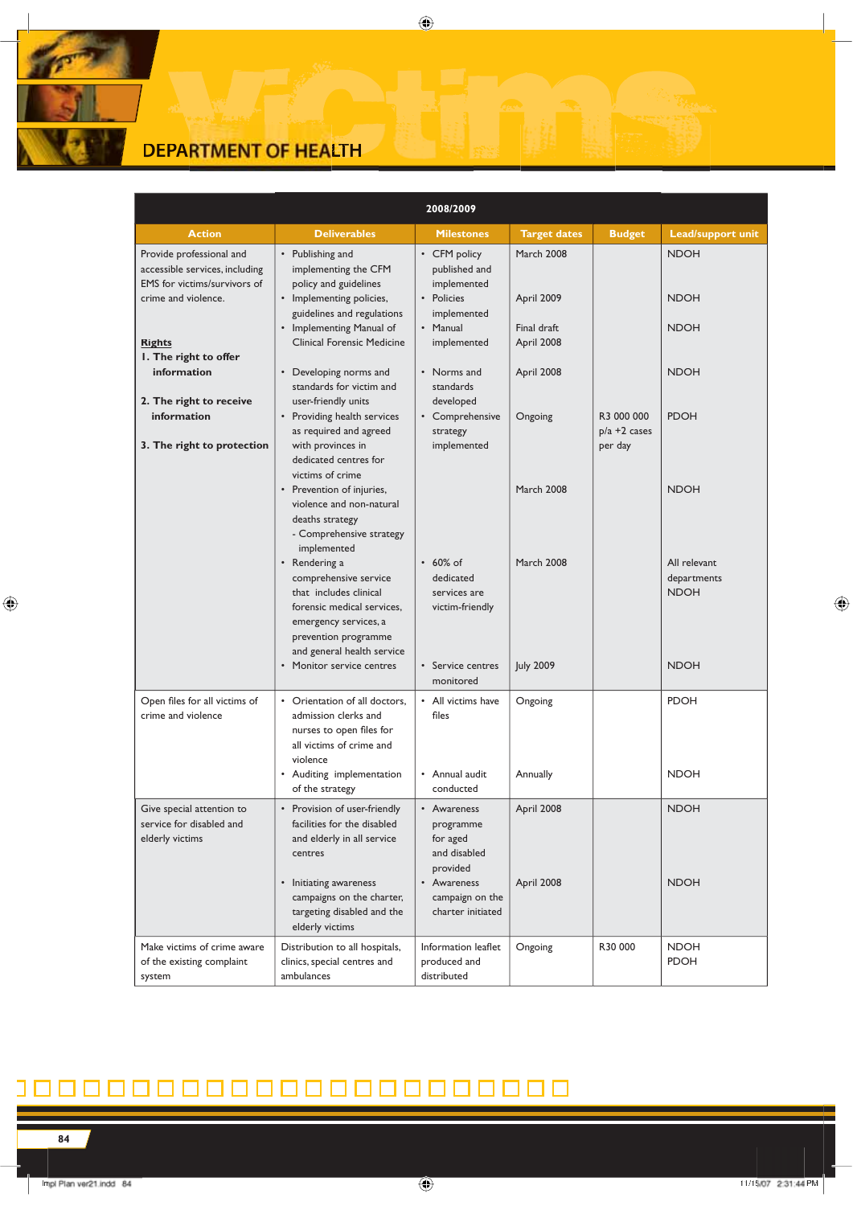## DEPARTMENT OF HEALTH

| 2008/2009 | | | | | |
|---|---|---|---|---|---|
| **Action** | **Deliverables** | **Milestones** | **Target dates** | **Budget** | **Lead/support unit** |
| Provide professional and accessible services, including EMS for victims/survivors of crime and violence.<br><br>**Rights**<br>**1. The right to offer information**<br>**2. The right to receive information**<br>**3. The right to protection** | • Publishing and implementing the CFM policy and guidelines<br>• Implementing policies, guidelines and regulations<br>• Implementing Manual of Clinical Forensic Medicine<br>• Developing norms and standards for victim and user-friendly units<br>• Providing health services as required and agreed with provinces in dedicated centres for victims of crime<br>• Prevention of injuries, violence and non-natural deaths strategy<br>- Comprehensive strategy implemented<br>• Rendering a comprehensive service that includes clinical forensic medical services, emergency services, a prevention programme and general health service<br>• Monitor service centres | • CFM policy published and implemented<br>• Policies implemented<br>• Manual implemented<br>• Norms and standards developed<br>• Comprehensive strategy implemented<br>• 60% of dedicated services are victim-friendly<br>• Service centres monitored | March 2008<br>April 2009<br>Final draft April 2008<br>April 2008<br>Ongoing<br>March 2008<br>March 2008<br>July 2009 | R3 000 000 p/a +2 cases per day | NDOH<br>NDOH<br>NDOH<br>NDOH<br>PDOH<br>NDOH<br>All relevant departments NDOH<br>NDOH |
| Open files for all victims of crime and violence | • Orientation of all doctors, admission clerks and nurses to open files for all victims of crime and violence<br>• Auditing implementation of the strategy | • All victims have files<br>• Annual audit conducted | Ongoing<br>Annually | | PDOH<br>NDOH |
| Give special attention to service for disabled and elderly victims | • Provision of user-friendly facilities for the disabled and elderly in all service centres<br>• Initiating awareness campaigns on the charter, targeting disabled and the elderly victims | • Awareness programme for aged and disabled provided<br>• Awareness campaign on the charter initiated | April 2008<br>April 2008 | | NDOH<br>NDOH |
| Make victims of crime aware of the existing complaint system | Distribution to all hospitals, clinics, special centres and ambulances | Information leaflet produced and distributed | Ongoing | R30 000 | NDOH<br>PDOH |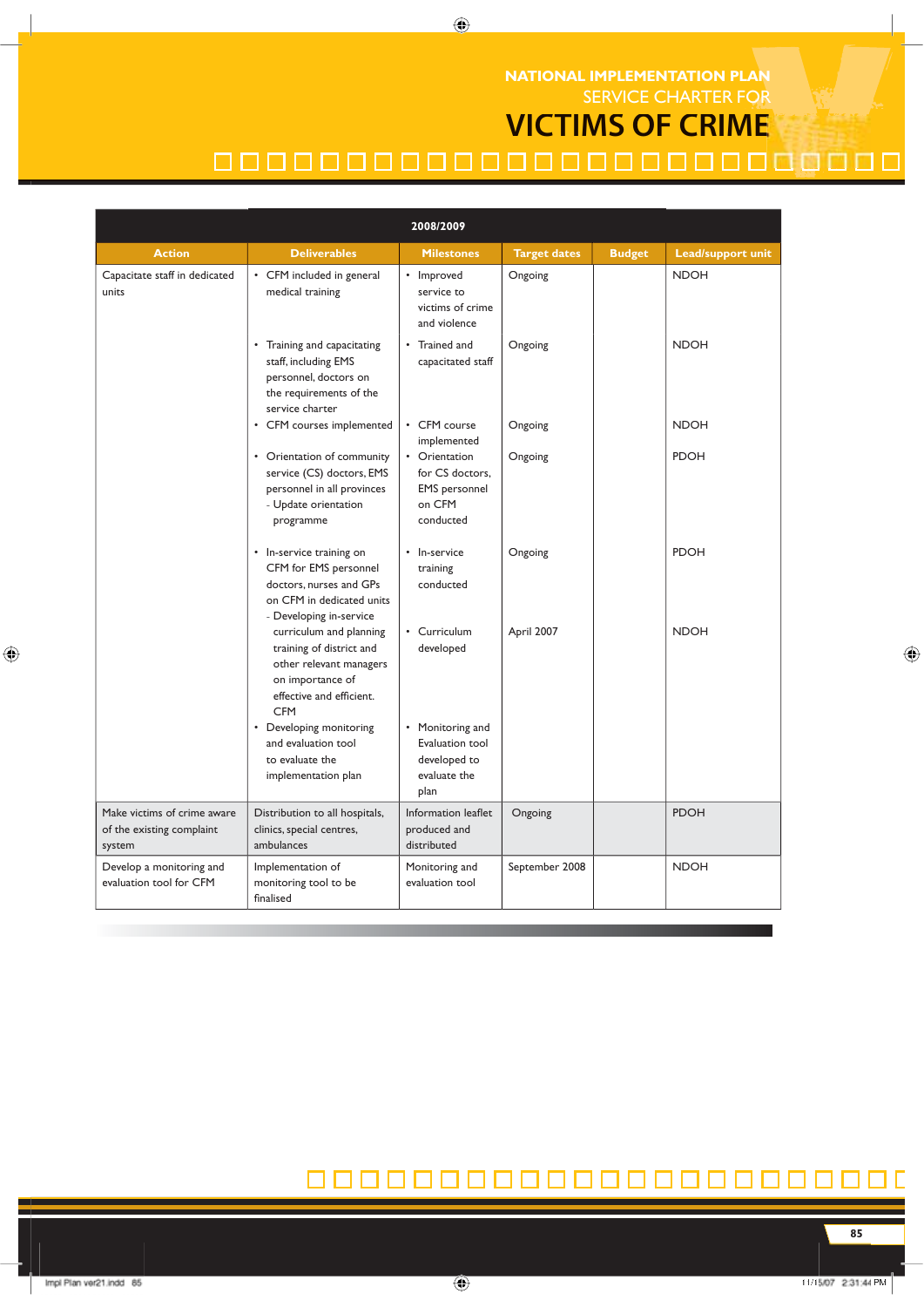| 2008/2009 | | | | | |
|---|---|---|---|---|---|
| **Action** | **Deliverables** | **Milestones** | **Target dates** | **Budget** | **Lead/support unit** |
| Capacitate staff in dedicated units | • CFM included in general medical training | • Improved service to victims of crime and violence | Ongoing | | NDOH |
| | • Training and capacitating staff, including EMS personnel, doctors on the requirements of the service charter | • Trained and capacitated staff | Ongoing | | NDOH |
| | • CFM courses implemented | • CFM course implemented | Ongoing | | NDOH |
| | • Orientation of community service (CS) doctors, EMS personnel in all provinces - Update orientation programme | • Orientation for CS doctors, EMS personnel on CFM conducted | Ongoing | | PDOH |
| | • In-service training on CFM for EMS personnel doctors, nurses and GPs on CFM in dedicated units | • In-service training conducted | Ongoing | | PDOH |
| | - Developing in-service curriculum and planning training of district and other relevant managers on importance of effective and efficient. CFM | • Curriculum developed | April 2007 | | NDOH |
| | • Developing monitoring and evaluation tool to evaluate the implementation plan | • Monitoring and Evaluation tool developed to evaluate the plan | | | |
| Make victims of crime aware of the existing complaint system | Distribution to all hospitals, clinics, special centres, ambulances | Information leaflet produced and distributed | Ongoing | | PDOH |
| Develop a monitoring and evaluation tool for CFM | Implementation of monitoring tool to be finalised | Monitoring and evaluation tool | September 2008 | | NDOH |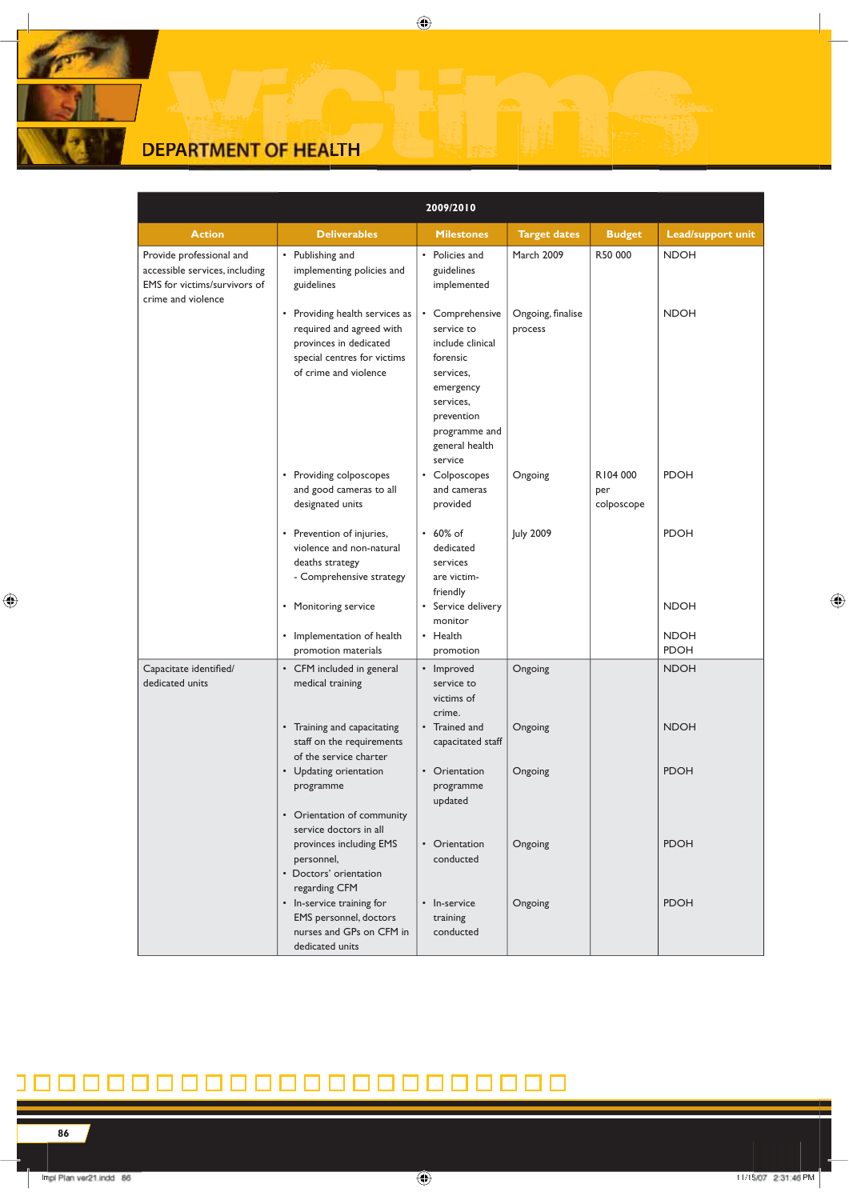# DEPARTMENT OF HEALTH

| 2009/2010 | | | | | |
|---|---|---|---|---|---|
| **Action** | **Deliverables** | **Milestones** | **Target dates** | **Budget** | **Lead/support unit** |
| Provide professional and accessible services, including EMS for victims/survivors of crime and violence | • Publishing and implementing policies and guidelines | • Policies and guidelines implemented | March 2009 | R50 000 | NDOH |
| | • Providing health services as required and agreed with provinces in dedicated special centres for victims of crime and violence | • Comprehensive service to include clinical forensic services, emergency services, prevention programme and general health service | Ongoing, finalise process | | NDOH |
| | • Providing colposcopes and good cameras to all designated units | • Colposcopes and cameras provided | Ongoing | R104 000 per colposcope | PDOH |
| | • Prevention of injuries, violence and non-natural deaths strategy - Comprehensive strategy | • 60% of dedicated services are victim-friendly | July 2009 | | PDOH |
| | • Monitoring service | • Service delivery monitor | | | NDOH |
| | • Implementation of health promotion materials | • Health promotion | | | NDOH PDOH |
| Capacitate identified/ dedicated units | • CFM included in general medical training | • Improved service to victims of crime. | Ongoing | | NDOH |
| | • Training and capacitating staff on the requirements of the service charter | • Trained and capacitated staff | Ongoing | | NDOH |
| | • Updating orientation programme | • Orientation programme updated | Ongoing | | PDOH |
| | • Orientation of community service doctors in all provinces including EMS personnel, • Doctors' orientation regarding CFM | • Orientation conducted | Ongoing | | PDOH |
| | • In-service training for EMS personnel, doctors nurses and GPs on CFM in dedicated units | • In-service training conducted | Ongoing | | PDOH |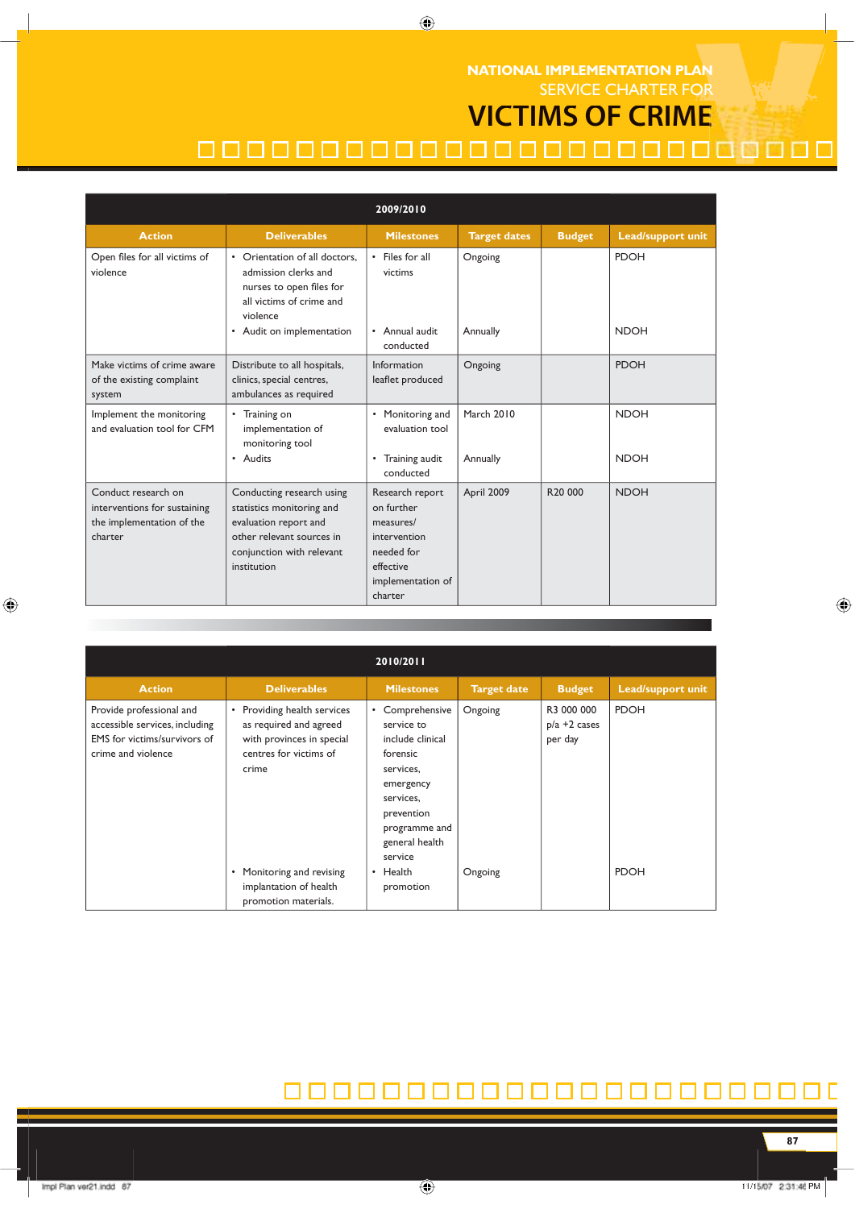## 2009/2010

| Action | Deliverables | Milestones | Target dates | Budget | Lead/support unit |
|---|---|---|---|---|---|
| Open files for all victims of violence | • Orientation of all doctors, admission clerks and nurses to open files for all victims of crime and violence | • Files for all victims | Ongoing | | PDOH |
| | • Audit on implementation | • Annual audit conducted | Annually | | NDOH |
| Make victims of crime aware of the existing complaint system | Distribute to all hospitals, clinics, special centres, ambulances as required | Information leaflet produced | Ongoing | | PDOH |
| Implement the monitoring and evaluation tool for CFM | • Training on implementation of monitoring tool | • Monitoring and evaluation tool | March 2010 | | NDOH |
| | • Audits | • Training audit conducted | Annually | | NDOH |
| Conduct research on interventions for sustaining the implementation of the charter | Conducting research using statistics monitoring and evaluation report and other relevant sources in conjunction with relevant institution | Research report on further measures/ intervention needed for effective implementation of charter | April 2009 | R20 000 | NDOH |

## 2010/2011

| Action | Deliverables | Milestones | Target date | Budget | Lead/support unit |
|---|---|---|---|---|---|
| Provide professional and accessible services, including EMS for victims/survivors of crime and violence | • Providing health services as required and agreed with provinces in special centres for victims of crime | • Comprehensive service to include clinical forensic services, emergency services, prevention programme and general health service | Ongoing | R3 000 000 p/a +2 cases per day | PDOH |
| | • Monitoring and revising implantation of health promotion materials. | • Health promotion | Ongoing | | PDOH |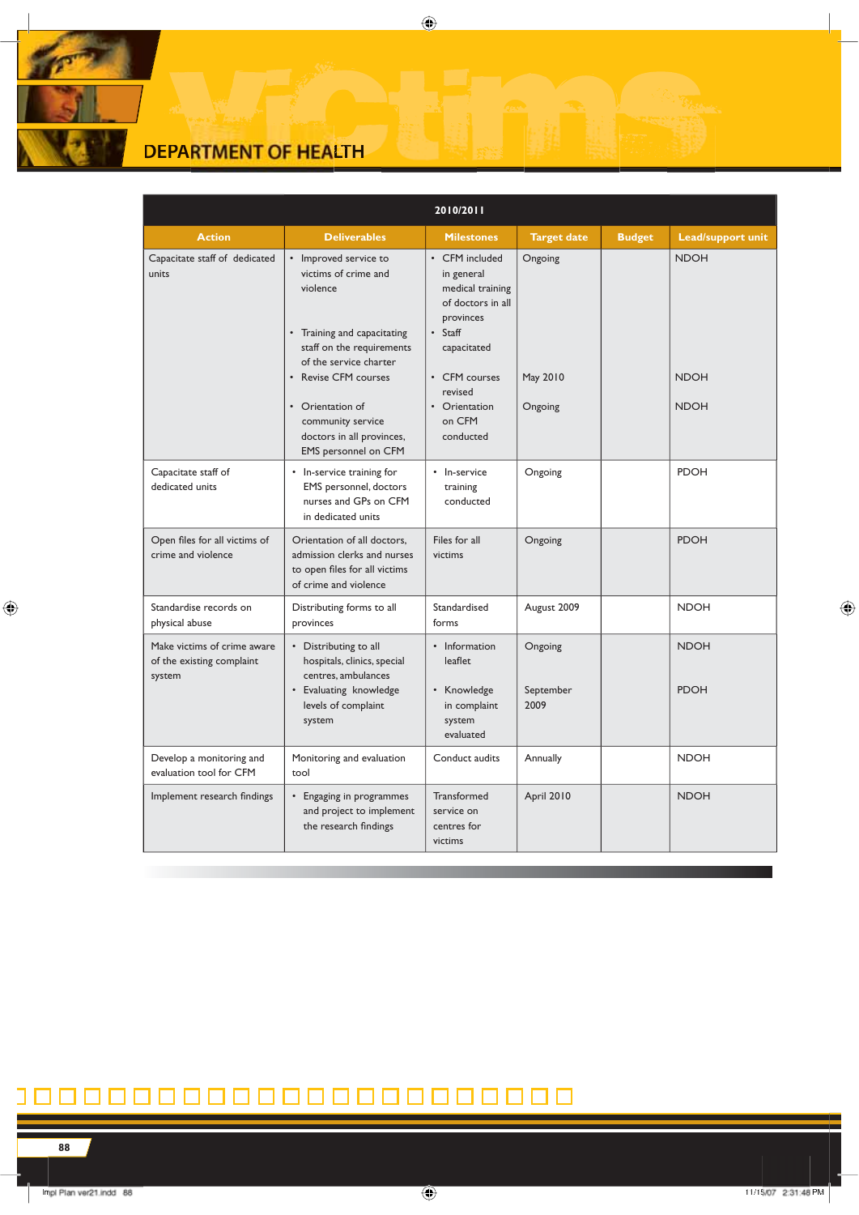## DEPARTMENT OF HEALTH

| 2010/2011 | | | | | |
|---|---|---|---|---|---|
| **Action** | **Deliverables** | **Milestones** | **Target date** | **Budget** | **Lead/support unit** |
| Capacitate staff of dedicated units | • Improved service to victims of crime and violence<br>• Training and capacitating staff on the requirements of the service charter<br>• Revise CFM courses<br>• Orientation of community service doctors in all provinces, EMS personnel on CFM | • CFM included in general medical training of doctors in all provinces<br>• Staff capacitated<br>• CFM courses revised<br>• Orientation on CFM conducted | Ongoing<br><br>May 2010<br>Ongoing | | NDOH<br><br>NDOH<br>NDOH |
| Capacitate staff of dedicated units | • In-service training for EMS personnel, doctors nurses and GPs on CFM in dedicated units | • In-service training conducted | Ongoing | | PDOH |
| Open files for all victims of crime and violence | Orientation of all doctors, admission clerks and nurses to open files for all victims of crime and violence | Files for all victims | Ongoing | | PDOH |
| Standardise records on physical abuse | Distributing forms to all provinces | Standardised forms | August 2009 | | NDOH |
| Make victims of crime aware of the existing complaint system | • Distributing to all hospitals, clinics, special centres, ambulances<br>• Evaluating knowledge levels of complaint system | • Information leaflet<br>• Knowledge in complaint system evaluated | Ongoing<br>September 2009 | | NDOH<br>PDOH |
| Develop a monitoring and evaluation tool for CFM | Monitoring and evaluation tool | Conduct audits | Annually | | NDOH |
| Implement research findings | • Engaging in programmes and project to implement the research findings | Transformed service on centres for victims | April 2010 | | NDOH |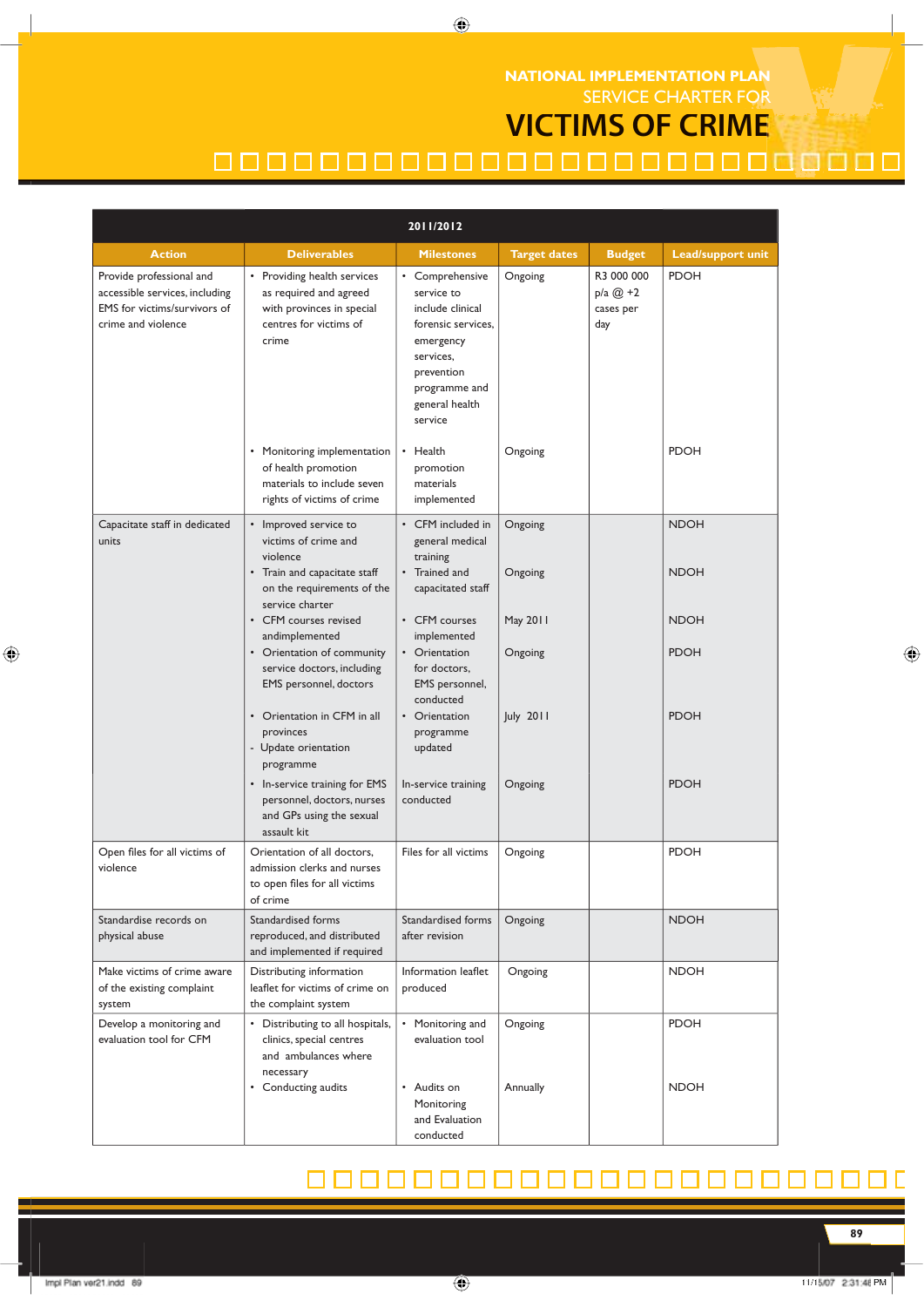# NATIONAL IMPLEMENTATION PLAN SERVICE CHARTER FOR VICTIMS OF CRIME

| 2011/2012 | | | | | |
|---|---|---|---|---|---|
| **Action** | **Deliverables** | **Milestones** | **Target dates** | **Budget** | **Lead/support unit** |
| Provide professional and accessible services, including EMS for victims/survivors of crime and violence | • Providing health services as required and agreed with provinces in special centres for victims of crime | • Comprehensive service to include clinical forensic services, emergency services, prevention programme and general health service | Ongoing | R3 000 000 p/a @ +2 cases per day | PDOH |
| | • Monitoring implementation of health promotion materials to include seven rights of victims of crime | • Health promotion materials implemented | Ongoing | | PDOH |
| Capacitate staff in dedicated units | • Improved service to victims of crime and violence | • CFM included in general medical training | Ongoing | | NDOH |
| | • Train and capacitate staff on the requirements of the service charter | • Trained and capacitated staff | Ongoing | | NDOH |
| | • CFM courses revised andimplemented | • CFM courses implemented | May 2011 | | NDOH |
| | • Orientation of community service doctors, including EMS personnel, doctors | • Orientation for doctors, EMS personnel, conducted | Ongoing | | PDOH |
| | • Orientation in CFM in all provinces<br>- Update orientation programme | • Orientation programme updated | July 2011 | | PDOH |
| | • In-service training for EMS personnel, doctors, nurses and GPs using the sexual assault kit | In-service training conducted | Ongoing | | PDOH |
| Open files for all victims of violence | Orientation of all doctors, admission clerks and nurses to open files for all victims of crime | Files for all victims | Ongoing | | PDOH |
| Standardise records on physical abuse | Standardised forms reproduced, and distributed and implemented if required | Standardised forms after revision | Ongoing | | NDOH |
| Make victims of crime aware of the existing complaint system | Distributing information leaflet for victims of crime on the complaint system | Information leaflet produced | Ongoing | | NDOH |
| Develop a monitoring and evaluation tool for CFM | • Distributing to all hospitals, clinics, special centres and ambulances where necessary | • Monitoring and evaluation tool | Ongoing | | PDOH |
| | • Conducting audits | • Audits on Monitoring and Evaluation conducted | Annually | | NDOH |